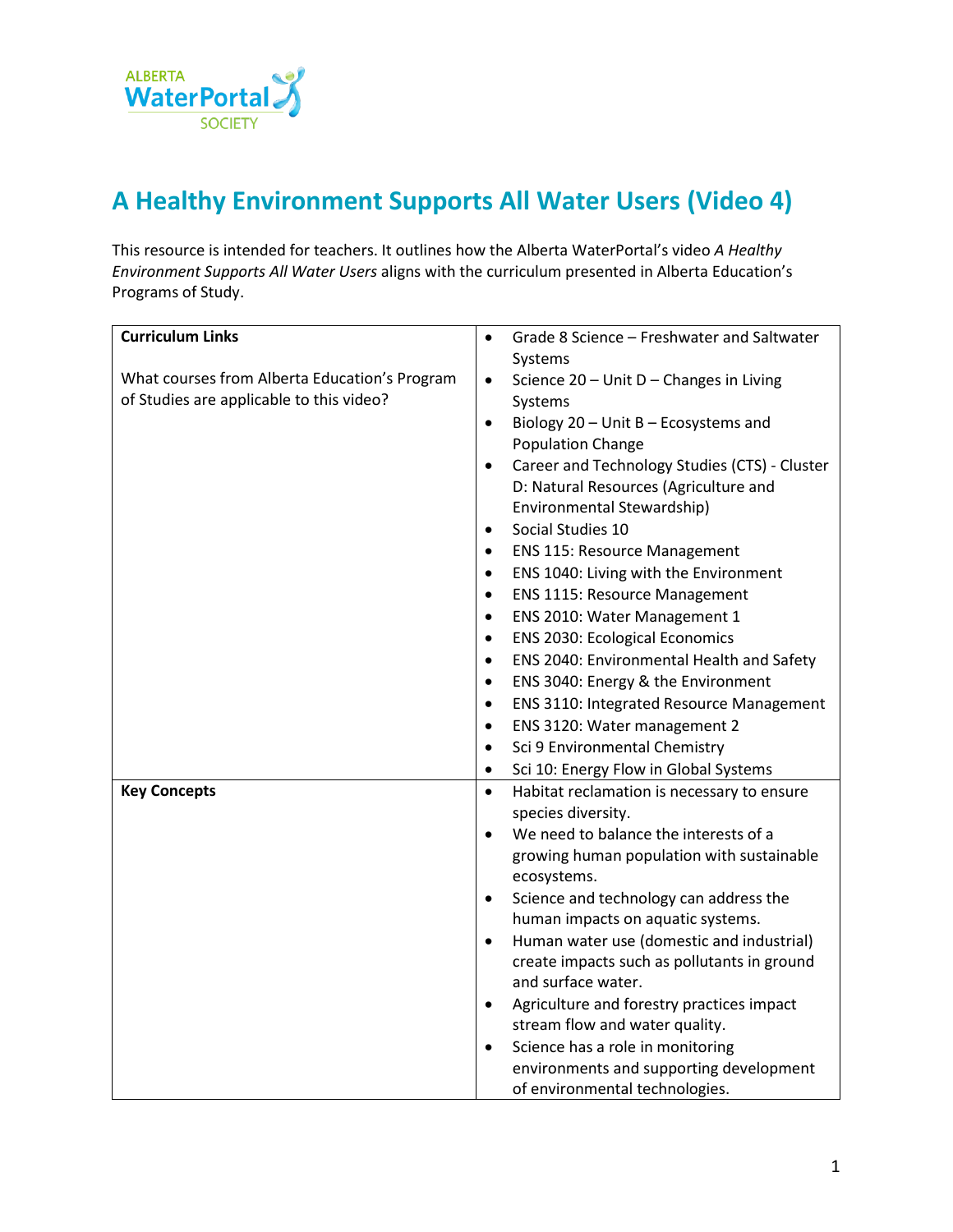ALBERTA WaterPortal SOCIETY

# A Healthy Environment Supports All Water Users (Video 4)

This resource is intended for teachers. It outlines how the Alberta WaterPortal's video *A Healthy Environment Supports All Water Users* aligns with the curriculum presented in Alberta Education's Programs of Study.

| | |
|---|---|
| **Curriculum Links**<br><br>What courses from Alberta Education's Program of Studies are applicable to this video? | • Grade 8 Science – Freshwater and Saltwater Systems<br>• Science 20 – Unit D – Changes in Living Systems<br>• Biology 20 – Unit B – Ecosystems and Population Change<br>• Career and Technology Studies (CTS) - Cluster D: Natural Resources (Agriculture and Environmental Stewardship)<br>• Social Studies 10<br>• ENS 115: Resource Management<br>• ENS 1040: Living with the Environment<br>• ENS 1115: Resource Management<br>• ENS 2010: Water Management 1<br>• ENS 2030: Ecological Economics<br>• ENS 2040: Environmental Health and Safety<br>• ENS 3040: Energy & the Environment<br>• ENS 3110: Integrated Resource Management<br>• ENS 3120: Water management 2<br>• Sci 9 Environmental Chemistry<br>• Sci 10: Energy Flow in Global Systems |
| **Key Concepts** | • Habitat reclamation is necessary to ensure species diversity.<br>• We need to balance the interests of a growing human population with sustainable ecosystems.<br>• Science and technology can address the human impacts on aquatic systems.<br>• Human water use (domestic and industrial) create impacts such as pollutants in ground and surface water.<br>• Agriculture and forestry practices impact stream flow and water quality.<br>• Science has a role in monitoring environments and supporting development of environmental technologies. |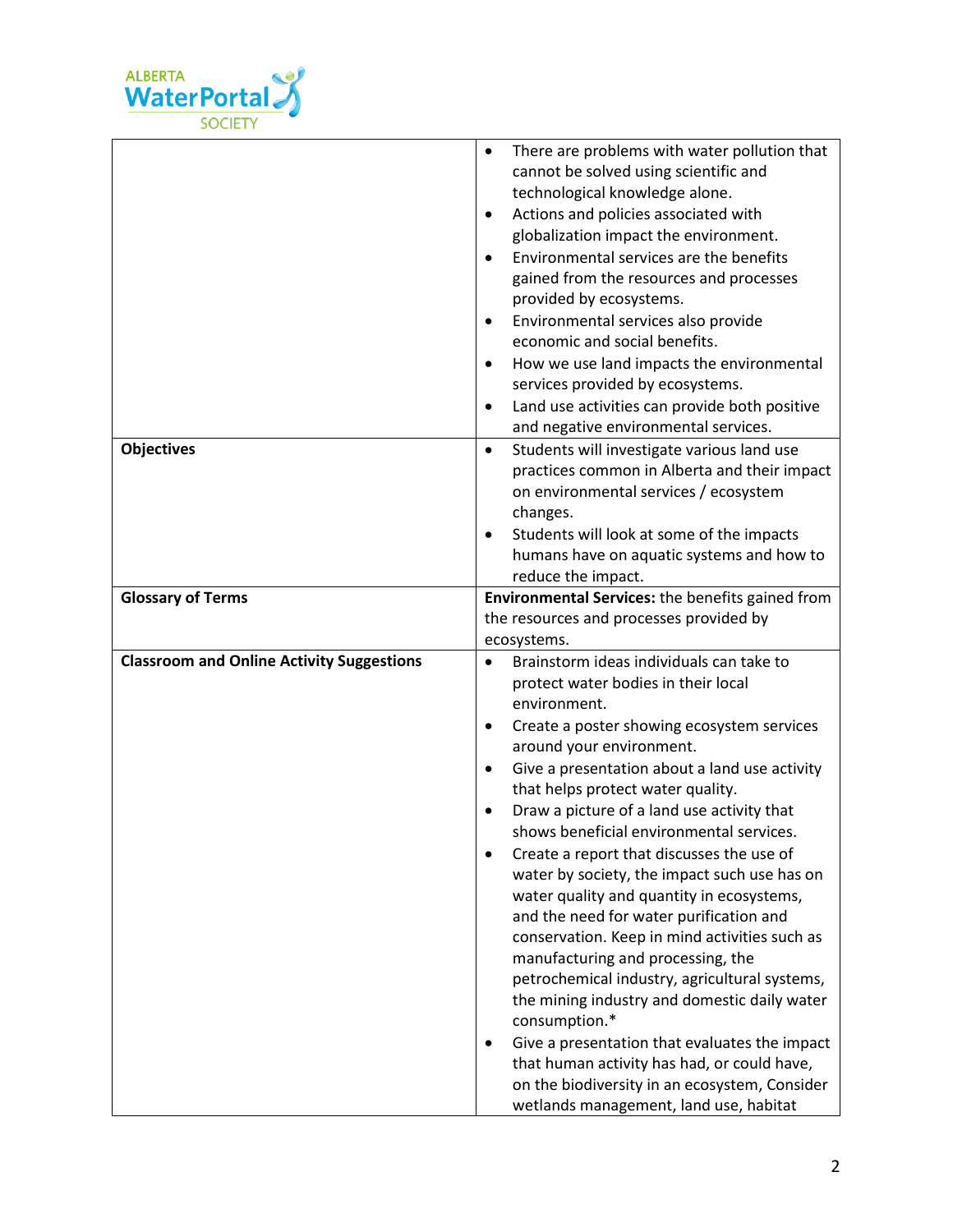| | |
|---|---|
| | • There are problems with water pollution that cannot be solved using scientific and technological knowledge alone.<br>• Actions and policies associated with globalization impact the environment.<br>• Environmental services are the benefits gained from the resources and processes provided by ecosystems.<br>• Environmental services also provide economic and social benefits.<br>• How we use land impacts the environmental services provided by ecosystems.<br>• Land use activities can provide both positive and negative environmental services. |
| **Objectives** | • Students will investigate various land use practices common in Alberta and their impact on environmental services / ecosystem changes.<br>• Students will look at some of the impacts humans have on aquatic systems and how to reduce the impact. |
| **Glossary of Terms** | **Environmental Services:** the benefits gained from the resources and processes provided by ecosystems. |
| **Classroom and Online Activity Suggestions** | • Brainstorm ideas individuals can take to protect water bodies in their local environment.<br>• Create a poster showing ecosystem services around your environment.<br>• Give a presentation about a land use activity that helps protect water quality.<br>• Draw a picture of a land use activity that shows beneficial environmental services.<br>• Create a report that discusses the use of water by society, the impact such use has on water quality and quantity in ecosystems, and the need for water purification and conservation. Keep in mind activities such as manufacturing and processing, the petrochemical industry, agricultural systems, the mining industry and domestic daily water consumption.*<br>• Give a presentation that evaluates the impact that human activity has had, or could have, on the biodiversity in an ecosystem, Consider wetlands management, land use, habitat |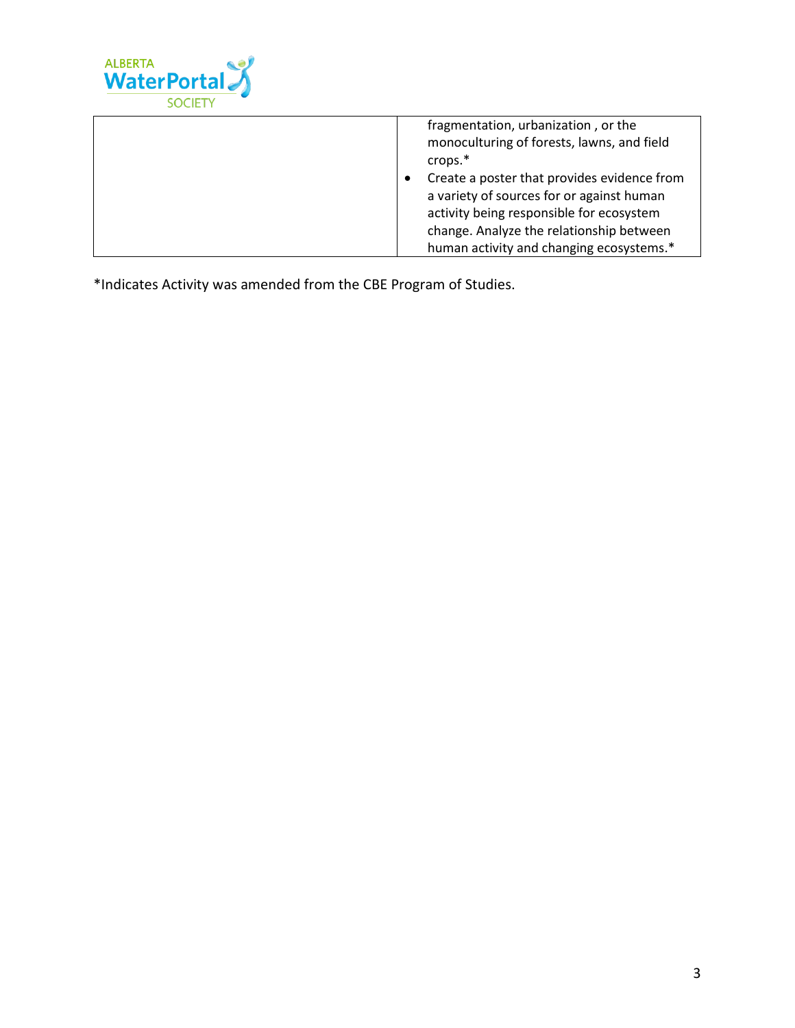| | |
|---|---|
| | fragmentation, urbanization , or the monoculturing of forests, lawns, and field crops.*<br>• Create a poster that provides evidence from a variety of sources for or against human activity being responsible for ecosystem change. Analyze the relationship between human activity and changing ecosystems.* |

*Indicates Activity was amended from the CBE Program of Studies.